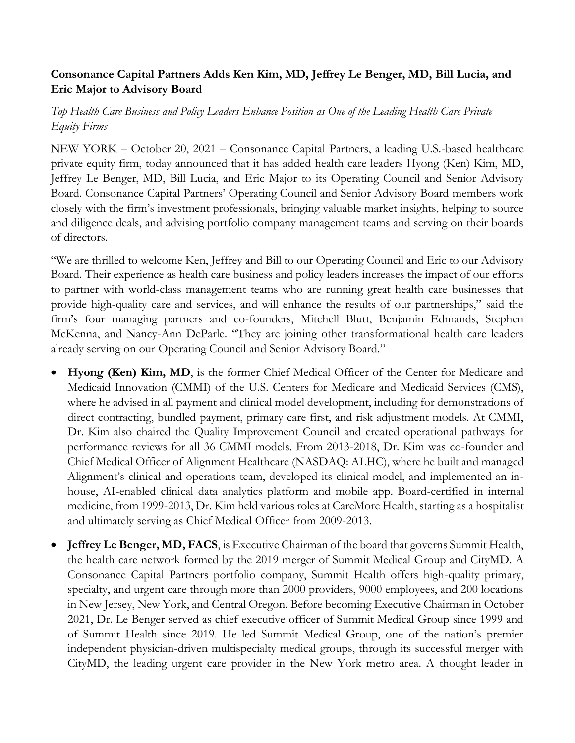**Consonance Capital Partners Adds Ken Kim, MD, Jeffrey Le Benger, MD, Bill Lucia, and Eric Major to Advisory Board**

*Top Health Care Business and Policy Leaders Enhance Position as One of the Leading Health Care Private Equity Firms*

NEW YORK – October 20, 2021 – Consonance Capital Partners, a leading U.S.-based healthcare private equity firm, today announced that it has added health care leaders Hyong (Ken) Kim, MD, Jeffrey Le Benger, MD, Bill Lucia, and Eric Major to its Operating Council and Senior Advisory Board. Consonance Capital Partners' Operating Council and Senior Advisory Board members work closely with the firm's investment professionals, bringing valuable market insights, helping to source and diligence deals, and advising portfolio company management teams and serving on their boards of directors.

"We are thrilled to welcome Ken, Jeffrey and Bill to our Operating Council and Eric to our Advisory Board. Their experience as health care business and policy leaders increases the impact of our efforts to partner with world-class management teams who are running great health care businesses that provide high-quality care and services, and will enhance the results of our partnerships," said the firm's four managing partners and co-founders, Mitchell Blutt, Benjamin Edmands, Stephen McKenna, and Nancy-Ann DeParle. "They are joining other transformational health care leaders already serving on our Operating Council and Senior Advisory Board."

- **Hyong (Ken) Kim, MD**, is the former Chief Medical Officer of the Center for Medicare and Medicaid Innovation (CMMI) of the U.S. Centers for Medicare and Medicaid Services (CMS), where he advised in all payment and clinical model development, including for demonstrations of direct contracting, bundled payment, primary care first, and risk adjustment models. At CMMI, Dr. Kim also chaired the Quality Improvement Council and created operational pathways for performance reviews for all 36 CMMI models. From 2013-2018, Dr. Kim was co-founder and Chief Medical Officer of Alignment Healthcare (NASDAQ: ALHC), where he built and managed Alignment's clinical and operations team, developed its clinical model, and implemented an in-house, AI-enabled clinical data analytics platform and mobile app. Board-certified in internal medicine, from 1999-2013, Dr. Kim held various roles at CareMore Health, starting as a hospitalist and ultimately serving as Chief Medical Officer from 2009-2013.

- **Jeffrey Le Benger, MD, FACS**, is Executive Chairman of the board that governs Summit Health, the health care network formed by the 2019 merger of Summit Medical Group and CityMD. A Consonance Capital Partners portfolio company, Summit Health offers high-quality primary, specialty, and urgent care through more than 2000 providers, 9000 employees, and 200 locations in New Jersey, New York, and Central Oregon. Before becoming Executive Chairman in October 2021, Dr. Le Benger served as chief executive officer of Summit Medical Group since 1999 and of Summit Health since 2019. He led Summit Medical Group, one of the nation's premier independent physician-driven multispecialty medical groups, through its successful merger with CityMD, the leading urgent care provider in the New York metro area. A thought leader in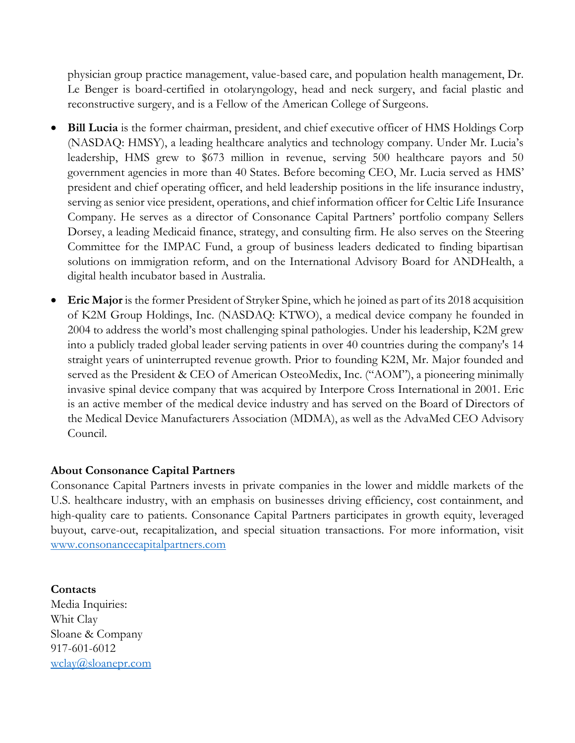physician group practice management, value-based care, and population health management, Dr. Le Benger is board-certified in otolaryngology, head and neck surgery, and facial plastic and reconstructive surgery, and is a Fellow of the American College of Surgeons.

- **Bill Lucia** is the former chairman, president, and chief executive officer of HMS Holdings Corp (NASDAQ: HMSY), a leading healthcare analytics and technology company. Under Mr. Lucia's leadership, HMS grew to $673 million in revenue, serving 500 healthcare payors and 50 government agencies in more than 40 States. Before becoming CEO, Mr. Lucia served as HMS' president and chief operating officer, and held leadership positions in the life insurance industry, serving as senior vice president, operations, and chief information officer for Celtic Life Insurance Company. He serves as a director of Consonance Capital Partners' portfolio company Sellers Dorsey, a leading Medicaid finance, strategy, and consulting firm. He also serves on the Steering Committee for the IMPAC Fund, a group of business leaders dedicated to finding bipartisan solutions on immigration reform, and on the International Advisory Board for ANDHealth, a digital health incubator based in Australia.
- **Eric Major** is the former President of Stryker Spine, which he joined as part of its 2018 acquisition of K2M Group Holdings, Inc. (NASDAQ: KTWO), a medical device company he founded in 2004 to address the world's most challenging spinal pathologies. Under his leadership, K2M grew into a publicly traded global leader serving patients in over 40 countries during the company's 14 straight years of uninterrupted revenue growth. Prior to founding K2M, Mr. Major founded and served as the President & CEO of American OsteoMedix, Inc. ("AOM"), a pioneering minimally invasive spinal device company that was acquired by Interpore Cross International in 2001. Eric is an active member of the medical device industry and has served on the Board of Directors of the Medical Device Manufacturers Association (MDMA), as well as the AdvaMed CEO Advisory Council.

**About Consonance Capital Partners**

Consonance Capital Partners invests in private companies in the lower and middle markets of the U.S. healthcare industry, with an emphasis on businesses driving efficiency, cost containment, and high-quality care to patients. Consonance Capital Partners participates in growth equity, leveraged buyout, carve-out, recapitalization, and special situation transactions. For more information, visit www.consonancecapitalpartners.com

**Contacts**

Media Inquiries:
Whit Clay
Sloane & Company
917-601-6012
wclay@sloanepr.com